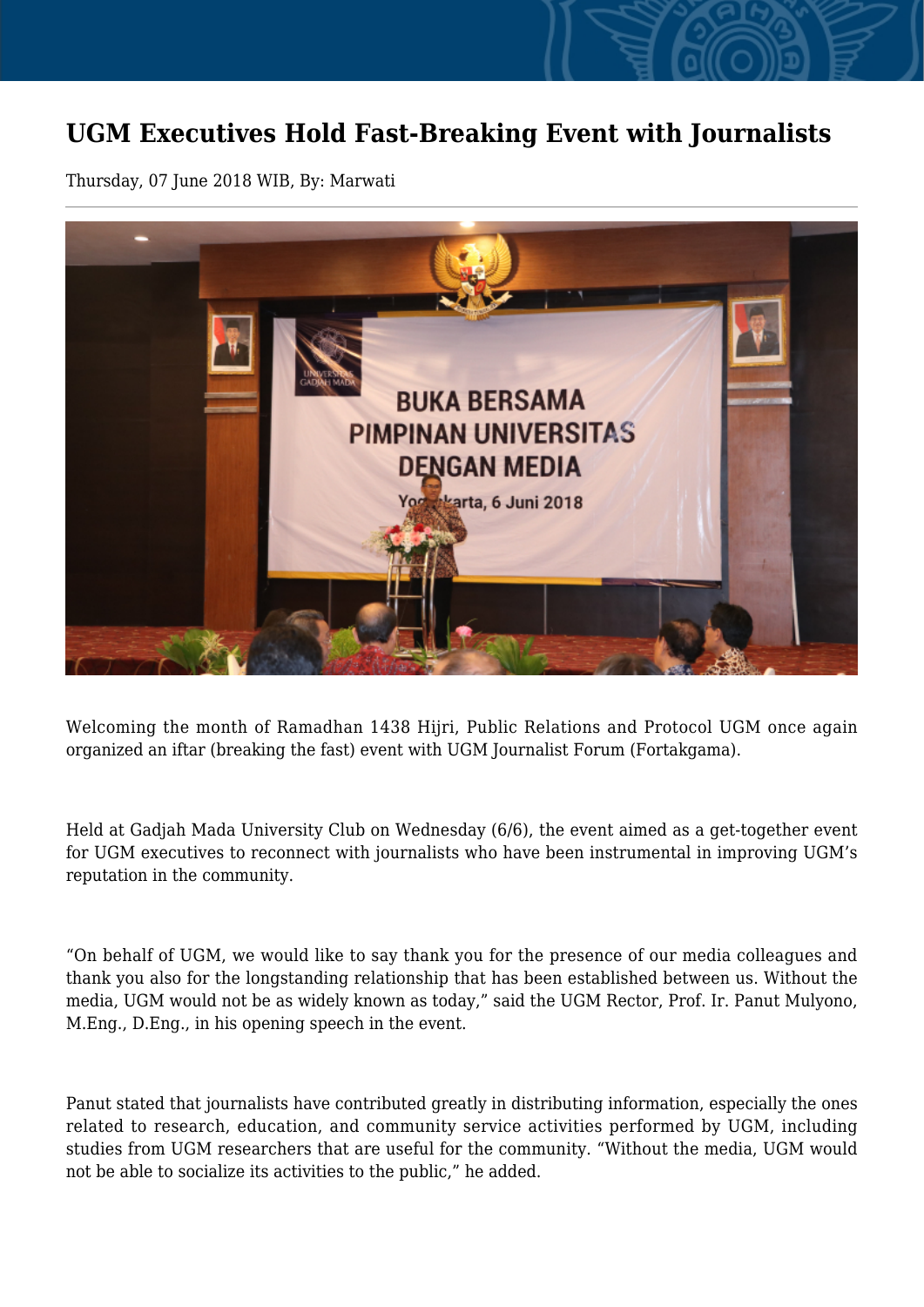# UGM Executives Hold Fast-Breaking Event with Journalists

Thursday, 07 June 2018 WIB, By: Marwati

Welcoming the month of Ramadhan 1438 Hijri, Public Relations and Protocol UGM once again organized an iftar (breaking the fast) event with UGM Journalist Forum (Fortakgama).

Held at Gadjah Mada University Club on Wednesday (6/6), the event aimed as a get-together event for UGM executives to reconnect with journalists who have been instrumental in improving UGM's reputation in the community.

"On behalf of UGM, we would like to say thank you for the presence of our media colleagues and thank you also for the longstanding relationship that has been established between us. Without the media, UGM would not be as widely known as today," said the UGM Rector, Prof. Ir. Panut Mulyono, M.Eng., D.Eng., in his opening speech in the event.

Panut stated that journalists have contributed greatly in distributing information, especially the ones related to research, education, and community service activities performed by UGM, including studies from UGM researchers that are useful for the community. "Without the media, UGM would not be able to socialize its activities to the public," he added.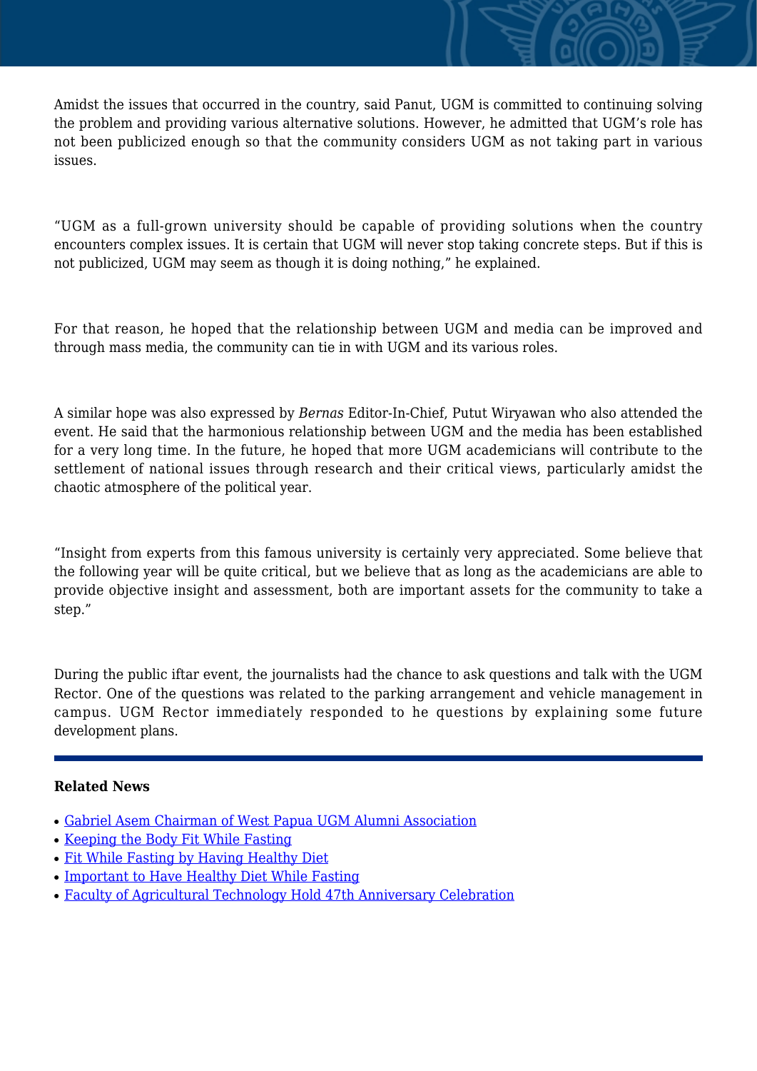Amidst the issues that occurred in the country, said Panut, UGM is committed to continuing solving the problem and providing various alternative solutions. However, he admitted that UGM's role has not been publicized enough so that the community considers UGM as not taking part in various issues.

"UGM as a full-grown university should be capable of providing solutions when the country encounters complex issues. It is certain that UGM will never stop taking concrete steps. But if this is not publicized, UGM may seem as though it is doing nothing," he explained.

For that reason, he hoped that the relationship between UGM and media can be improved and through mass media, the community can tie in with UGM and its various roles.

A similar hope was also expressed by *Bernas* Editor-In-Chief, Putut Wiryawan who also attended the event. He said that the harmonious relationship between UGM and the media has been established for a very long time. In the future, he hoped that more UGM academicians will contribute to the settlement of national issues through research and their critical views, particularly amidst the chaotic atmosphere of the political year.

"Insight from experts from this famous university is certainly very appreciated. Some believe that the following year will be quite critical, but we believe that as long as the academicians are able to provide objective insight and assessment, both are important assets for the community to take a step."

During the public iftar event, the journalists had the chance to ask questions and talk with the UGM Rector. One of the questions was related to the parking arrangement and vehicle management in campus. UGM Rector immediately responded to he questions by explaining some future development plans.

---

**Related News**

- Gabriel Asem Chairman of West Papua UGM Alumni Association
- Keeping the Body Fit While Fasting
- Fit While Fasting by Having Healthy Diet
- Important to Have Healthy Diet While Fasting
- Faculty of Agricultural Technology Hold 47th Anniversary Celebration